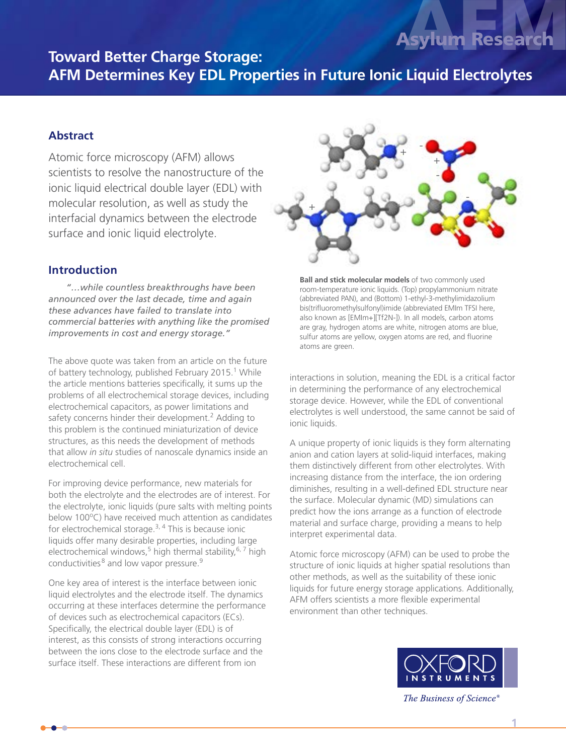# Toward Better Charge Storage: AFM Determines Key EDL Properties in Future Ionic Liquid Electrolytes

## Abstract

Atomic force microscopy (AFM) allows scientists to resolve the nanostructure of the ionic liquid electrical double layer (EDL) with molecular resolution, as well as study the interfacial dynamics between the electrode surface and ionic liquid electrolyte.

## Introduction

*"…while countless breakthroughs have been announced over the last decade, time and again these advances have failed to translate into commercial batteries with anything like the promised improvements in cost and energy storage."*

The above quote was taken from an article on the future of battery technology, published February 2015.[1] While the article mentions batteries specifically, it sums up the problems of all electrochemical storage devices, including electrochemical capacitors, as power limitations and safety concerns hinder their development.[2] Adding to this problem is the continued miniaturization of device structures, as this needs the development of methods that allow *in situ* studies of nanoscale dynamics inside an electrochemical cell.

For improving device performance, new materials for both the electrolyte and the electrodes are of interest. For the electrolyte, ionic liquids (pure salts with melting points below 100°C) have received much attention as candidates for electrochemical storage.[3, 4] This is because ionic liquids offer many desirable properties, including large electrochemical windows,[5] high thermal stability,[6, 7] high conductivities[8] and low vapor pressure.[9]

One key area of interest is the interface between ionic liquid electrolytes and the electrode itself. The dynamics occurring at these interfaces determine the performance of devices such as electrochemical capacitors (ECs). Specifically, the electrical double layer (EDL) is of interest, as this consists of strong interactions occurring between the ions close to the electrode surface and the surface itself. These interactions are different from ion interactions in solution, meaning the EDL is a critical factor in determining the performance of any electrochemical storage device. However, while the EDL of conventional electrolytes is well understood, the same cannot be said of ionic liquids.

**Ball and stick molecular models** of two commonly used room-temperature ionic liquids. (Top) propylammonium nitrate (abbreviated PAN), and (Bottom) 1-ethyl-3-methylimidazolium bis(trifluoromethylsulfonyl)imide (abbreviated EMIm TFSI here, also known as [EMIm+][Tf2N-]). In all models, carbon atoms are gray, hydrogen atoms are white, nitrogen atoms are blue, sulfur atoms are yellow, oxygen atoms are red, and fluorine atoms are green.

A unique property of ionic liquids is they form alternating anion and cation layers at solid-liquid interfaces, making them distinctively different from other electrolytes. With increasing distance from the interface, the ion ordering diminishes, resulting in a well-defined EDL structure near the surface. Molecular dynamic (MD) simulations can predict how the ions arrange as a function of electrode material and surface charge, providing a means to help interpret experimental data.

Atomic force microscopy (AFM) can be used to probe the structure of ionic liquids at higher spatial resolutions than other methods, as well as the suitability of these ionic liquids for future energy storage applications. Additionally, AFM offers scientists a more flexible experimental environment than other techniques.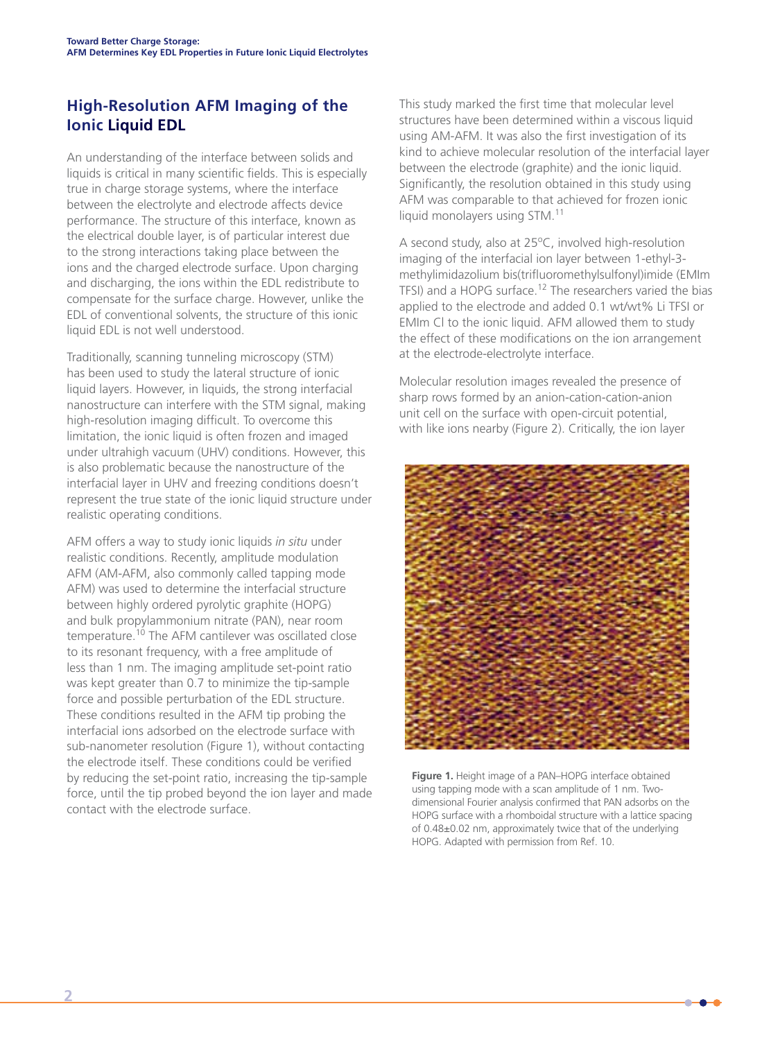## High-Resolution AFM Imaging of the Ionic Liquid EDL

An understanding of the interface between solids and liquids is critical in many scientific fields. This is especially true in charge storage systems, where the interface between the electrolyte and electrode affects device performance. The structure of this interface, known as the electrical double layer, is of particular interest due to the strong interactions taking place between the ions and the charged electrode surface. Upon charging and discharging, the ions within the EDL redistribute to compensate for the surface charge. However, unlike the EDL of conventional solvents, the structure of this ionic liquid EDL is not well understood.

Traditionally, scanning tunneling microscopy (STM) has been used to study the lateral structure of ionic liquid layers. However, in liquids, the strong interfacial nanostructure can interfere with the STM signal, making high-resolution imaging difficult. To overcome this limitation, the ionic liquid is often frozen and imaged under ultrahigh vacuum (UHV) conditions. However, this is also problematic because the nanostructure of the interfacial layer in UHV and freezing conditions doesn't represent the true state of the ionic liquid structure under realistic operating conditions.

AFM offers a way to study ionic liquids *in situ* under realistic conditions. Recently, amplitude modulation AFM (AM-AFM, also commonly called tapping mode AFM) was used to determine the interfacial structure between highly ordered pyrolytic graphite (HOPG) and bulk propylammonium nitrate (PAN), near room temperature.[10] The AFM cantilever was oscillated close to its resonant frequency, with a free amplitude of less than 1 nm. The imaging amplitude set-point ratio was kept greater than 0.7 to minimize the tip-sample force and possible perturbation of the EDL structure. These conditions resulted in the AFM tip probing the interfacial ions adsorbed on the electrode surface with sub-nanometer resolution (Figure 1), without contacting the electrode itself. These conditions could be verified by reducing the set-point ratio, increasing the tip-sample force, until the tip probed beyond the ion layer and made contact with the electrode surface.

This study marked the first time that molecular level structures have been determined within a viscous liquid using AM-AFM. It was also the first investigation of its kind to achieve molecular resolution of the interfacial layer between the electrode (graphite) and the ionic liquid. Significantly, the resolution obtained in this study using AFM was comparable to that achieved for frozen ionic liquid monolayers using STM.[11]

A second study, also at 25°C, involved high-resolution imaging of the interfacial ion layer between 1-ethyl-3-methylimidazolium bis(trifluoromethylsulfonyl)imide (EMIm TFSI) and a HOPG surface.[12] The researchers varied the bias applied to the electrode and added 0.1 wt/wt% Li TFSI or EMIm Cl to the ionic liquid. AFM allowed them to study the effect of these modifications on the ion arrangement at the electrode-electrolyte interface.

Molecular resolution images revealed the presence of sharp rows formed by an anion-cation-cation-anion unit cell on the surface with open-circuit potential, with like ions nearby (Figure 2). Critically, the ion layer

**Figure 1.** Height image of a PAN–HOPG interface obtained using tapping mode with a scan amplitude of 1 nm. Two-dimensional Fourier analysis confirmed that PAN adsorbs on the HOPG surface with a rhomboidal structure with a lattice spacing of 0.48±0.02 nm, approximately twice that of the underlying HOPG. Adapted with permission from Ref. 10.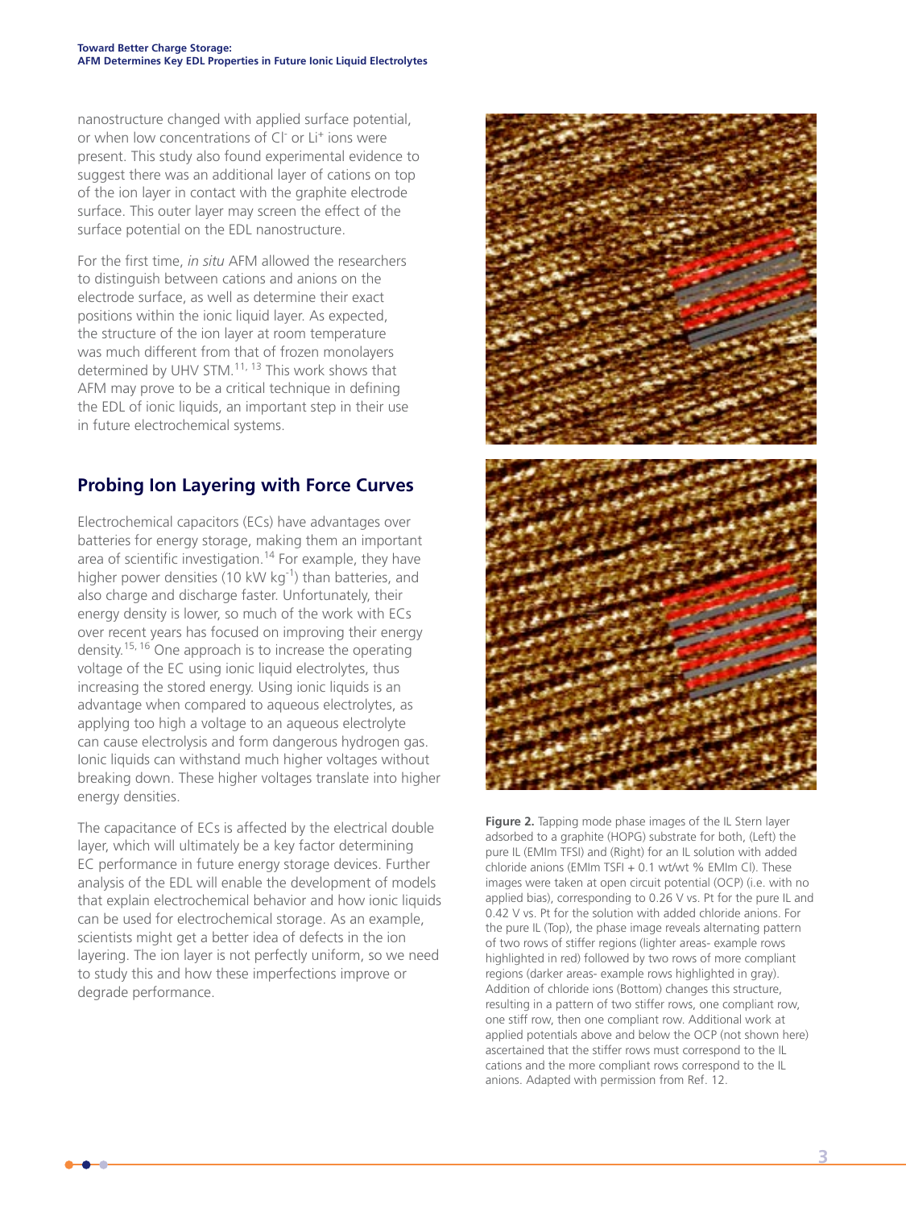nanostructure changed with applied surface potential, or when low concentrations of $Cl^-$ or $Li^+$ ions were present. This study also found experimental evidence to suggest there was an additional layer of cations on top of the ion layer in contact with the graphite electrode surface. This outer layer may screen the effect of the surface potential on the EDL nanostructure.

For the first time, *in situ* AFM allowed the researchers to distinguish between cations and anions on the electrode surface, as well as determine their exact positions within the ionic liquid layer. As expected, the structure of the ion layer at room temperature was much different from that of frozen monolayers determined by UHV STM.[11, 13] This work shows that AFM may prove to be a critical technique in defining the EDL of ionic liquids, an important step in their use in future electrochemical systems.

## Probing Ion Layering with Force Curves

Electrochemical capacitors (ECs) have advantages over batteries for energy storage, making them an important area of scientific investigation.[14] For example, they have higher power densities (10 kW $kg^{-1}$) than batteries, and also charge and discharge faster. Unfortunately, their energy density is lower, so much of the work with ECs over recent years has focused on improving their energy density.[15, 16] One approach is to increase the operating voltage of the EC using ionic liquid electrolytes, thus increasing the stored energy. Using ionic liquids is an advantage when compared to aqueous electrolytes, as applying too high a voltage to an aqueous electrolyte can cause electrolysis and form dangerous hydrogen gas. Ionic liquids can withstand much higher voltages without breaking down. These higher voltages translate into higher energy densities.

The capacitance of ECs is affected by the electrical double layer, which will ultimately be a key factor determining EC performance in future energy storage devices. Further analysis of the EDL will enable the development of models that explain electrochemical behavior and how ionic liquids can be used for electrochemical storage. As an example, scientists might get a better idea of defects in the ion layering. The ion layer is not perfectly uniform, so we need to study this and how these imperfections improve or degrade performance.

**Figure 2.** Tapping mode phase images of the IL Stern layer adsorbed to a graphite (HOPG) substrate for both, (Left) the pure IL (EMIm TFSI) and (Right) for an IL solution with added chloride anions (EMIm TSFI + 0.1 wt/wt % EMIm Cl). These images were taken at open circuit potential (OCP) (i.e. with no applied bias), corresponding to 0.26 V vs. Pt for the pure IL and 0.42 V vs. Pt for the solution with added chloride anions. For the pure IL (Top), the phase image reveals alternating pattern of two rows of stiffer regions (lighter areas- example rows highlighted in red) followed by two rows of more compliant regions (darker areas- example rows highlighted in gray). Addition of chloride ions (Bottom) changes this structure, resulting in a pattern of two stiffer rows, one compliant row, one stiff row, then one compliant row. Additional work at applied potentials above and below the OCP (not shown here) ascertained that the stiffer rows must correspond to the IL cations and the more compliant rows correspond to the IL anions. Adapted with permission from Ref. 12.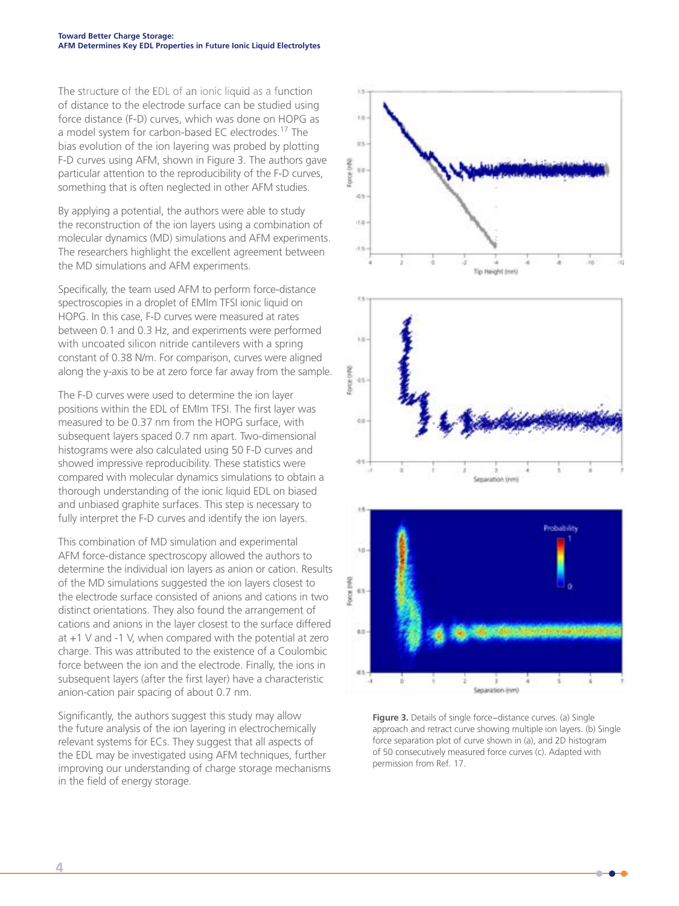The structure of the EDL of an ionic liquid as a function of distance to the electrode surface can be studied using force distance (F-D) curves, which was done on HOPG as a model system for carbon-based EC electrodes.[17] The bias evolution of the ion layering was probed by plotting F-D curves using AFM, shown in Figure 3. The authors gave particular attention to the reproducibility of the F-D curves, something that is often neglected in other AFM studies.

By applying a potential, the authors were able to study the reconstruction of the ion layers using a combination of molecular dynamics (MD) simulations and AFM experiments. The researchers highlight the excellent agreement between the MD simulations and AFM experiments.

Specifically, the team used AFM to perform force-distance spectroscopies in a droplet of EMIm TFSI ionic liquid on HOPG. In this case, F-D curves were measured at rates between 0.1 and 0.3 Hz, and experiments were performed with uncoated silicon nitride cantilevers with a spring constant of 0.38 N/m. For comparison, curves were aligned along the y-axis to be at zero force far away from the sample.

The F-D curves were used to determine the ion layer positions within the EDL of EMIm TFSI. The first layer was measured to be 0.37 nm from the HOPG surface, with subsequent layers spaced 0.7 nm apart. Two-dimensional histograms were also calculated using 50 F-D curves and showed impressive reproducibility. These statistics were compared with molecular dynamics simulations to obtain a thorough understanding of the ionic liquid EDL on biased and unbiased graphite surfaces. This step is necessary to fully interpret the F-D curves and identify the ion layers.

This combination of MD simulation and experimental AFM force-distance spectroscopy allowed the authors to determine the individual ion layers as anion or cation. Results of the MD simulations suggested the ion layers closest to the electrode surface consisted of anions and cations in two distinct orientations. They also found the arrangement of cations and anions in the layer closest to the surface differed at +1 V and -1 V, when compared with the potential at zero charge. This was attributed to the existence of a Coulombic force between the ion and the electrode. Finally, the ions in subsequent layers (after the first layer) have a characteristic anion-cation pair spacing of about 0.7 nm.

Significantly, the authors suggest this study may allow the future analysis of the ion layering in electrochemically relevant systems for ECs. They suggest that all aspects of the EDL may be investigated using AFM techniques, further improving our understanding of charge storage mechanisms in the field of energy storage.

**Figure 3.** Details of single force–distance curves. (a) Single approach and retract curve showing multiple ion layers. (b) Single force separation plot of curve shown in (a), and 2D histogram of 50 consecutively measured force curves (c). Adapted with permission from Ref. 17.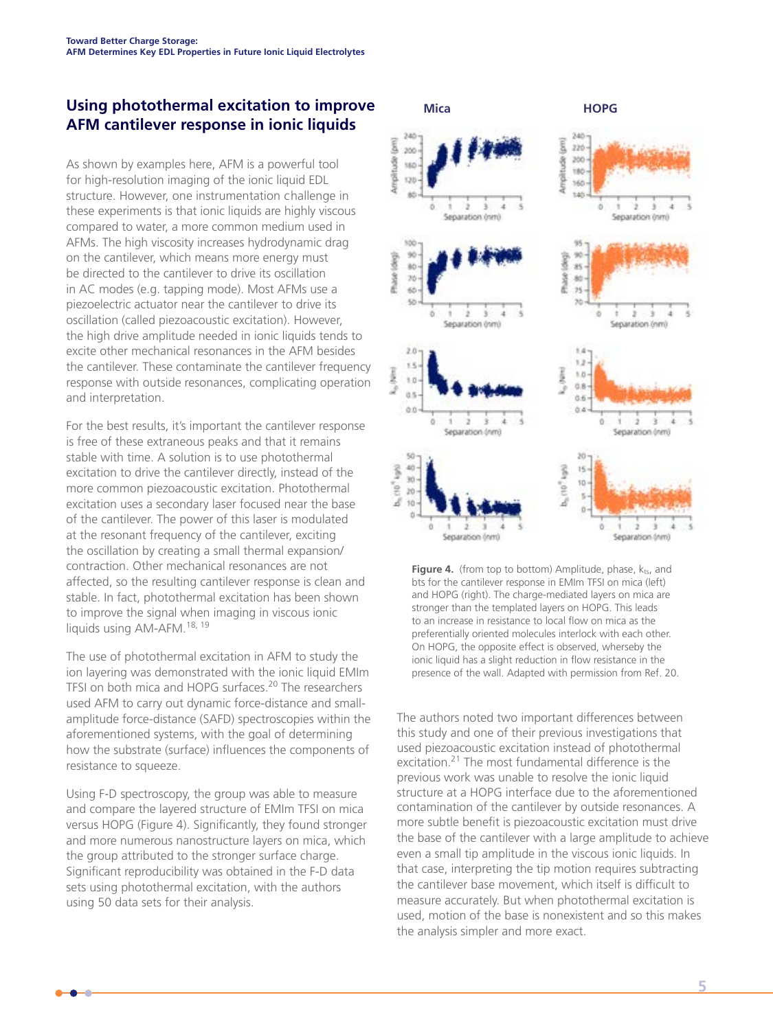## Using photothermal excitation to improve AFM cantilever response in ionic liquids

As shown by examples here, AFM is a powerful tool for high-resolution imaging of the ionic liquid EDL structure. However, one instrumentation challenge in these experiments is that ionic liquids are highly viscous compared to water, a more common medium used in AFMs. The high viscosity increases hydrodynamic drag on the cantilever, which means more energy must be directed to the cantilever to drive its oscillation in AC modes (e.g. tapping mode). Most AFMs use a piezoelectric actuator near the cantilever to drive its oscillation (called piezoacoustic excitation). However, the high drive amplitude needed in ionic liquids tends to excite other mechanical resonances in the AFM besides the cantilever. These contaminate the cantilever frequency response with outside resonances, complicating operation and interpretation.

For the best results, it's important the cantilever response is free of these extraneous peaks and that it remains stable with time. A solution is to use photothermal excitation to drive the cantilever directly, instead of the more common piezoacoustic excitation. Photothermal excitation uses a secondary laser focused near the base of the cantilever. The power of this laser is modulated at the resonant frequency of the cantilever, exciting the oscillation by creating a small thermal expansion/contraction. Other mechanical resonances are not affected, so the resulting cantilever response is clean and stable. In fact, photothermal excitation has been shown to improve the signal when imaging in viscous ionic liquids using AM-AFM.[18, 19]

The use of photothermal excitation in AFM to study the ion layering was demonstrated with the ionic liquid EMIm TFSI on both mica and HOPG surfaces.[20] The researchers used AFM to carry out dynamic force-distance and small-amplitude force-distance (SAFD) spectroscopies within the aforementioned systems, with the goal of determining how the substrate (surface) influences the components of resistance to squeeze.

Using F-D spectroscopy, the group was able to measure and compare the layered structure of EMIm TFSI on mica versus HOPG (Figure 4). Significantly, they found stronger and more numerous nanostructure layers on mica, which the group attributed to the stronger surface charge. Significant reproducibility was obtained in the F-D data sets using photothermal excitation, with the authors using 50 data sets for their analysis.

**Figure 4.** (from top to bottom) Amplitude, phase, $k_{ts}$, and bts for the cantilever response in EMIm TFSI on mica (left) and HOPG (right). The charge-mediated layers on mica are stronger than the templated layers on HOPG. This leads to an increase in resistance to local flow on mica as the preferentially oriented molecules interlock with each other. On HOPG, the opposite effect is observed, whereby the ionic liquid has a slight reduction in flow resistance in the presence of the wall. Adapted with permission from Ref. 20.

The authors noted two important differences between this study and one of their previous investigations that used piezoacoustic excitation instead of photothermal excitation.[21] The most fundamental difference is the previous work was unable to resolve the ionic liquid structure at a HOPG interface due to the aforementioned contamination of the cantilever by outside resonances. A more subtle benefit is piezoacoustic excitation must drive the base of the cantilever with a large amplitude to achieve even a small tip amplitude in the viscous ionic liquids. In that case, interpreting the tip motion requires subtracting the cantilever base movement, which itself is difficult to measure accurately. But when photothermal excitation is used, motion of the base is nonexistent and so this makes the analysis simpler and more exact.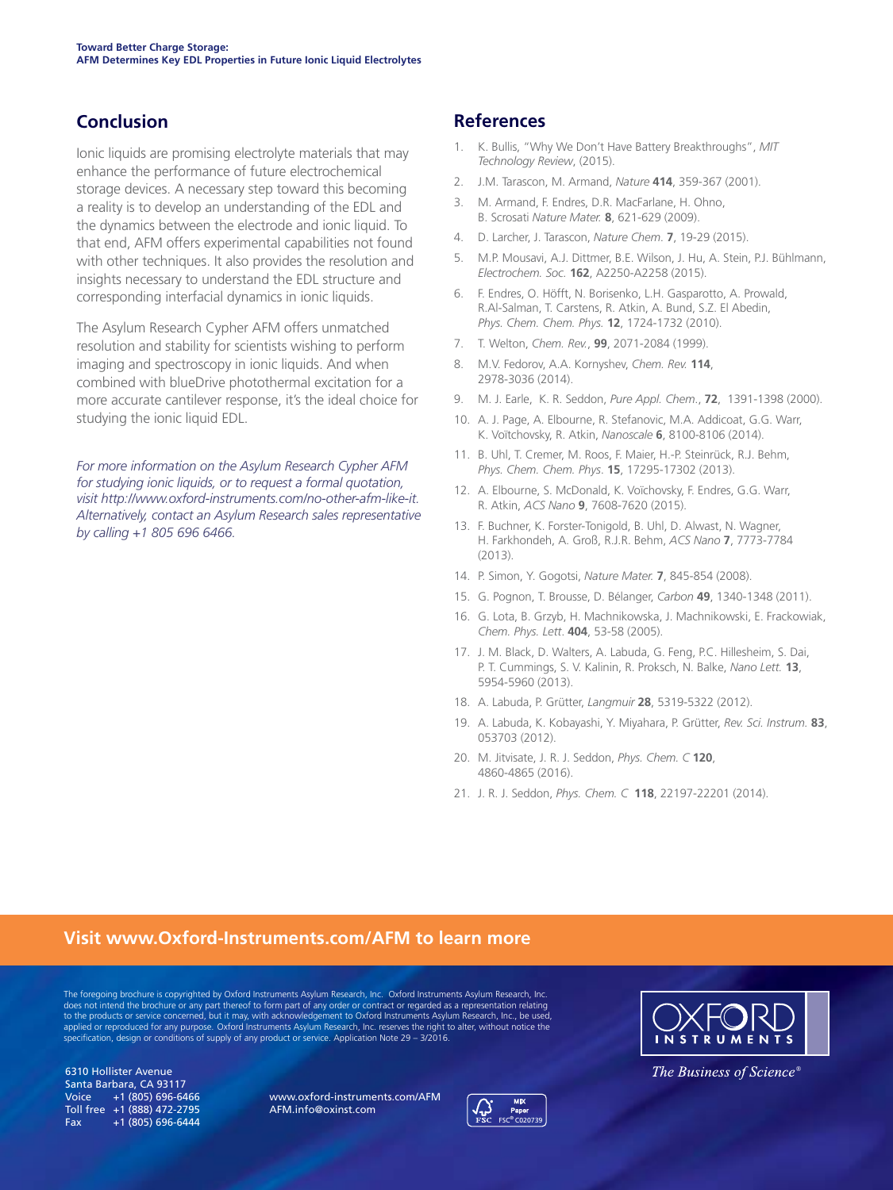## Conclusion

Ionic liquids are promising electrolyte materials that may enhance the performance of future electrochemical storage devices. A necessary step toward this becoming a reality is to develop an understanding of the EDL and the dynamics between the electrode and ionic liquid. To that end, AFM offers experimental capabilities not found with other techniques. It also provides the resolution and insights necessary to understand the EDL structure and corresponding interfacial dynamics in ionic liquids.

The Asylum Research Cypher AFM offers unmatched resolution and stability for scientists wishing to perform imaging and spectroscopy in ionic liquids. And when combined with blueDrive photothermal excitation for a more accurate cantilever response, it's the ideal choice for studying the ionic liquid EDL.

*For more information on the Asylum Research Cypher AFM for studying ionic liquids, or to request a formal quotation, visit http://www.oxford-instruments.com/no-other-afm-like-it. Alternatively, contact an Asylum Research sales representative by calling +1 805 696 6466.*

## References

1. K. Bullis, "Why We Don't Have Battery Breakthroughs", *MIT Technology Review*, (2015).
2. J.M. Tarascon, M. Armand, *Nature* **414**, 359-367 (2001).
3. M. Armand, F. Endres, D.R. MacFarlane, H. Ohno, B. Scrosati *Nature Mater.* **8**, 621-629 (2009).
4. D. Larcher, J. Tarascon, *Nature Chem*. **7**, 19-29 (2015).
5. M.P. Mousavi, A.J. Dittmer, B.E. Wilson, J. Hu, A. Stein, P.J. Bühlmann, *Electrochem. Soc.* **162**, A2250-A2258 (2015).
6. F. Endres, O. Höfft, N. Borisenko, L.H. Gasparotto, A. Prowald, R.Al-Salman, T. Carstens, R. Atkin, A. Bund, S.Z. El Abedin, *Phys. Chem. Chem. Phys.* **12**, 1724-1732 (2010).
7. T. Welton, *Chem. Rev.*, **99**, 2071-2084 (1999).
8. M.V. Fedorov, A.A. Kornyshev, *Chem. Rev.* **114**, 2978-3036 (2014).
9. M. J. Earle, K. R. Seddon, *Pure Appl. Chem.*, **72**, 1391-1398 (2000).
10. A. J. Page, A. Elbourne, R. Stefanovic, M.A. Addicoat, G.G. Warr, K. Voïtchovsky, R. Atkin, *Nanoscale* **6**, 8100-8106 (2014).
11. B. Uhl, T. Cremer, M. Roos, F. Maier, H.-P. Steinrück, R.J. Behm, *Phys. Chem. Chem. Phys*. **15**, 17295-17302 (2013).
12. A. Elbourne, S. McDonald, K. Voïchovsky, F. Endres, G.G. Warr, R. Atkin, *ACS Nano* **9**, 7608-7620 (2015).
13. F. Buchner, K. Forster-Tonigold, B. Uhl, D. Alwast, N. Wagner, H. Farkhondeh, A. Groß, R.J.R. Behm, *ACS Nano* **7**, 7773-7784 (2013).
14. P. Simon, Y. Gogotsi, *Nature Mater.* **7**, 845-854 (2008).
15. G. Pognon, T. Brousse, D. Bélanger, *Carbon* **49**, 1340-1348 (2011).
16. G. Lota, B. Grzyb, H. Machnikowska, J. Machnikowski, E. Frackowiak, *Chem. Phys. Lett*. **404**, 53-58 (2005).
17. J. M. Black, D. Walters, A. Labuda, G. Feng, P.C. Hillesheim, S. Dai, P. T. Cummings, S. V. Kalinin, R. Proksch, N. Balke, *Nano Lett.* **13**, 5954-5960 (2013).
18. A. Labuda, P. Grütter, *Langmuir* **28**, 5319-5322 (2012).
19. A. Labuda, K. Kobayashi, Y. Miyahara, P. Grütter, *Rev. Sci. Instrum.* **83**, 053703 (2012).
20. M. Jitvisate, J. R. J. Seddon, *Phys. Chem. C* **120**, 4860-4865 (2016).
21. J. R. J. Seddon, *Phys. Chem. C* **118**, 22197-22201 (2014).

**Visit www.Oxford-Instruments.com/AFM to learn more**

The foregoing brochure is copyrighted by Oxford Instruments Asylum Research, Inc. Oxford Instruments Asylum Research, Inc. does not intend the brochure or any part thereof to form part of any order or contract or regarded as a representation relating to the products or service concerned, but it may, with acknowledgement to Oxford Instruments Asylum Research, Inc., be used, applied or reproduced for any purpose. Oxford Instruments Asylum Research, Inc. reserves the right to alter, without notice the specification, design or conditions of supply of any product or service. Application Note 29 – 3/2016.

OXFORD INSTRUMENTS

*The Business of Science®*

6310 Hollister Avenue
Santa Barbara, CA 93117
Voice +1 (805) 696-6466
Toll free +1 (888) 472-2795
Fax +1 (805) 696-6444

www.oxford-instruments.com/AFM
AFM.info@oxinst.com

MIX Paper FSC® C020739